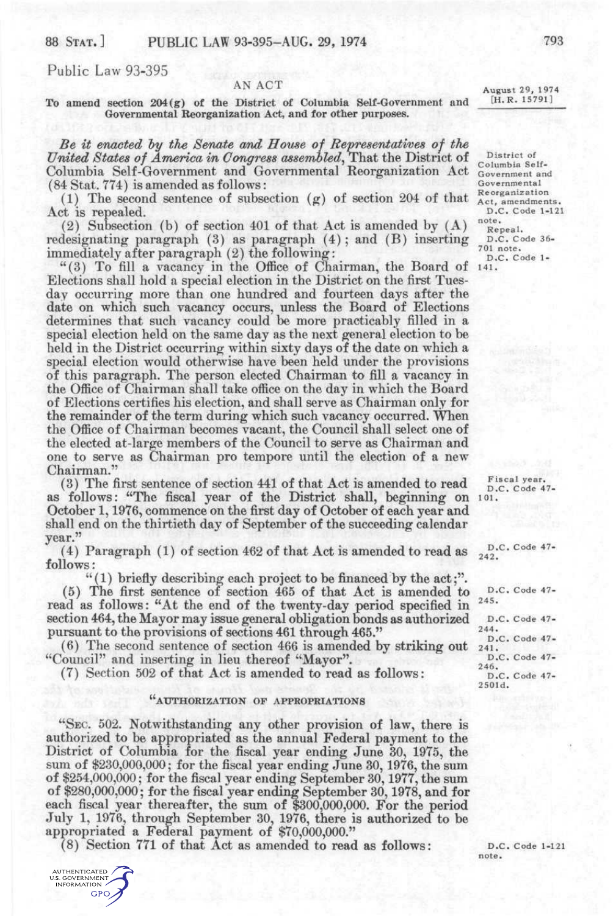Public Law 93-395

AN ACT

To amend section 204(g) of the District of Columbia Self-Government and Governmental Reorganization Act, and for other purposes.

August 29, 1974
[H. R. 15791]

*Be it enacted by the Senate and House of Representatives of the United States of America in Congress assembled*, That the District of Columbia Self-Government and Governmental Reorganization Act (84 Stat. 774) is amended as follows:

District of Columbia Self-Government and Governmental Reorganization Act, amendments.
D.C. Code 1-121 note.

(1) The second sentence of subsection (g) of section 204 of that Act is repealed.

Repeal.
D.C. Code 36-701 note.

(2) Subsection (b) of section 401 of that Act is amended by (A) redesignating paragraph (3) as paragraph (4); and (B) inserting immediately after paragraph (2) the following:

D.C. Code 1-141.

"(3) To fill a vacancy in the Office of Chairman, the Board of Elections shall hold a special election in the District on the first Tuesday occurring more than one hundred and fourteen days after the date on which such vacancy occurs, unless the Board of Elections determines that such vacancy could be more practicably filled in a special election held on the same day as the next general election to be held in the District occurring within sixty days of the date on which a special election would otherwise have been held under the provisions of this paragraph. The person elected Chairman to fill a vacancy in the Office of Chairman shall take office on the day in which the Board of Elections certifies his election, and shall serve as Chairman only for the remainder of the term during which such vacancy occurred. When the Office of Chairman becomes vacant, the Council shall select one of the elected at-large members of the Council to serve as Chairman and one to serve as Chairman pro tempore until the election of a new Chairman."

(3) The first sentence of section 441 of that Act is amended to read as follows: "The fiscal year of the District shall, beginning on October 1, 1976, commence on the first day of October of each year and shall end on the thirtieth day of September of the succeeding calendar year."

Fiscal year.
D.C. Code 47-101.

(4) Paragraph (1) of section 462 of that Act is amended to read as follows:

D.C. Code 47-242.

"(1) briefly describing each project to be financed by the act;".

(5) The first sentence of section 465 of that Act is amended to read as follows: "At the end of the twenty-day period specified in section 464, the Mayor may issue general obligation bonds as authorized pursuant to the provisions of sections 461 through 465."

D.C. Code 47-245.
D.C. Code 47-244.
D.C. Code 47-241.

(6) The second sentence of section 466 is amended by striking out "Council" and inserting in lieu thereof "Mayor".

D.C. Code 47-246.

(7) Section 502 of that Act is amended to read as follows:

D.C. Code 47-2501d.

"AUTHORIZATION OF APPROPRIATIONS

"SEC. 502. Notwithstanding any other provision of law, there is authorized to be appropriated as the annual Federal payment to the District of Columbia for the fiscal year ending June 30, 1975, the sum of $230,000,000; for the fiscal year ending June 30, 1976, the sum of $254,000,000; for the fiscal year ending September 30, 1977, the sum of $280,000,000; for the fiscal year ending September 30, 1978, and for each fiscal year thereafter, the sum of $300,000,000. For the period July 1, 1976, through September 30, 1976, there is authorized to be appropriated a Federal payment of $70,000,000."

(8) Section 771 of that Act as amended to read as follows:

D.C. Code 1-121 note.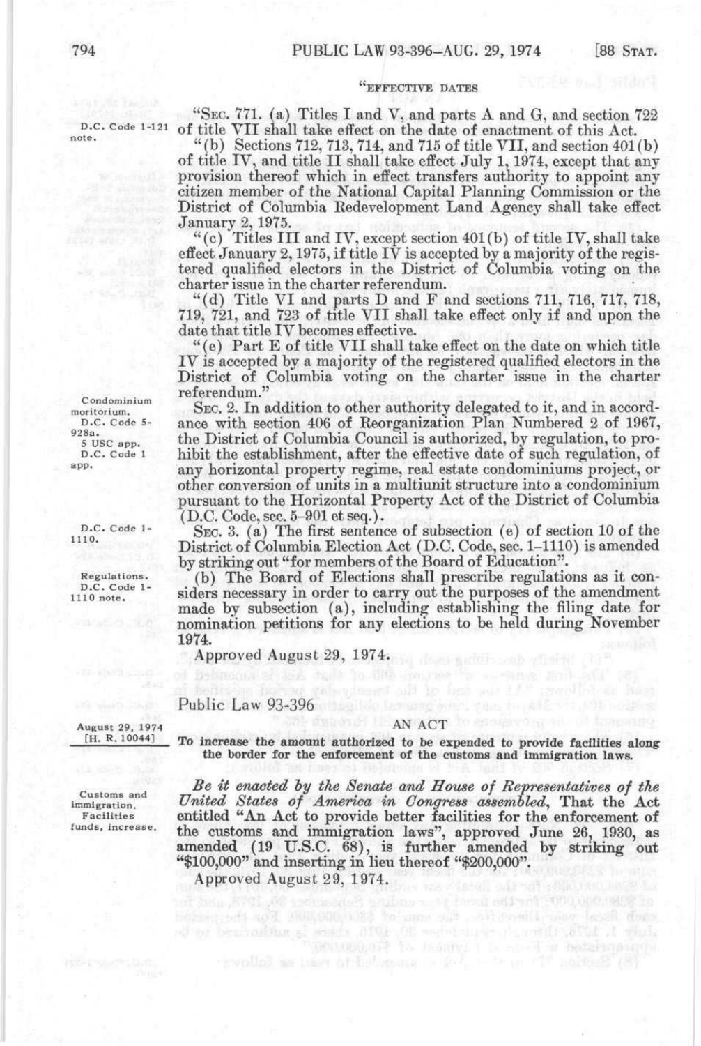"EFFECTIVE DATES

"SEC. 771. (a) Titles I and V, and parts A and G, and section 722 of title VII shall take effect on the date of enactment of this Act.

D.C. Code 1-121 note.

"(b) Sections 712, 713, 714, and 715 of title VII, and section 401(b) of title IV, and title II shall take effect July 1, 1974, except that any provision thereof which in effect transfers authority to appoint any citizen member of the National Capital Planning Commission or the District of Columbia Redevelopment Land Agency shall take effect January 2, 1975.

"(c) Titles III and IV, except section 401(b) of title IV, shall take effect January 2, 1975, if title IV is accepted by a majority of the registered qualified electors in the District of Columbia voting on the charter issue in the charter referendum.

"(d) Title VI and parts D and F and sections 711, 716, 717, 718, 719, 721, and 723 of title VII shall take effect only if and upon the date that title IV becomes effective.

"(e) Part E of title VII shall take effect on the date on which title IV is accepted by a majority of the registered qualified electors in the District of Columbia voting on the charter issue in the charter referendum."

Condominium moritorium.
D.C. Code 5-928a.
5 USC app.
D.C. Code 1 app.

SEC. 2. In addition to other authority delegated to it, and in accordance with section 406 of Reorganization Plan Numbered 2 of 1967, the District of Columbia Council is authorized, by regulation, to prohibit the establishment, after the effective date of such regulation, of any horizontal property regime, real estate condominiums project, or other conversion of units in a multiunit structure into a condominium pursuant to the Horizontal Property Act of the District of Columbia (D.C. Code, sec. 5-901 et seq.).

D.C. Code 1-1110.

SEC. 3. (a) The first sentence of subsection (e) of section 10 of the District of Columbia Election Act (D.C. Code, sec. 1-1110) is amended by striking out "for members of the Board of Education".

Regulations.
D.C. Code 1-1110 note.

(b) The Board of Elections shall prescribe regulations as it considers necessary in order to carry out the purposes of the amendment made by subsection (a), including establishing the filing date for nomination petitions for any elections to be held during November 1974.

Approved August 29, 1974.

Public Law 93-396

August 29, 1974
[H. R. 10044]

AN ACT

**To increase the amount authorized to be expended to provide facilities along the border for the enforcement of the customs and immigration laws.**

Customs and immigration.
Facilities funds, increase.

*Be it enacted by the Senate and House of Representatives of the United States of America in Congress assembled*, That the Act entitled "An Act to provide better facilities for the enforcement of the customs and immigration laws", approved June 26, 1930, as amended (19 U.S.C. 68), is further amended by striking out "$100,000" and inserting in lieu thereof "$200,000".

Approved August 29, 1974.